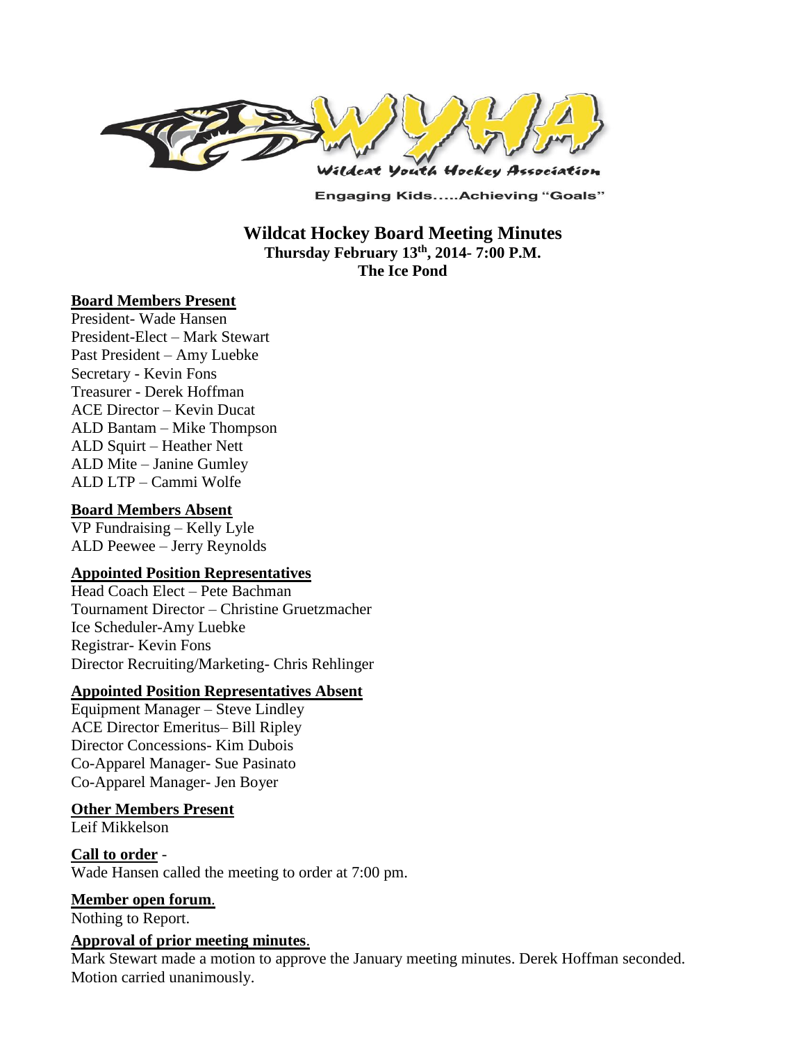Engaging Kids.....Achieving "Goals"

# Wildcat Hockey Board Meeting Minutes

**Thursday February 13th, 2014- 7:00 P.M.**
**The Ice Pond**

**Board Members Present**

President- Wade Hansen
President-Elect – Mark Stewart
Past President – Amy Luebke
Secretary - Kevin Fons
Treasurer - Derek Hoffman
ACE Director – Kevin Ducat
ALD Bantam – Mike Thompson
ALD Squirt – Heather Nett
ALD Mite – Janine Gumley
ALD LTP – Cammi Wolfe

**Board Members Absent**

VP Fundraising – Kelly Lyle
ALD Peewee – Jerry Reynolds

**Appointed Position Representatives**

Head Coach Elect – Pete Bachman
Tournament Director – Christine Gruetzmacher
Ice Scheduler-Amy Luebke
Registrar- Kevin Fons
Director Recruiting/Marketing- Chris Rehlinger

**Appointed Position Representatives Absent**

Equipment Manager – Steve Lindley
ACE Director Emeritus– Bill Ripley
Director Concessions- Kim Dubois
Co-Apparel Manager- Sue Pasinato
Co-Apparel Manager- Jen Boyer

**Other Members Present**

Leif Mikkelson

**Call to order** -

Wade Hansen called the meeting to order at 7:00 pm.

**Member open forum**.

Nothing to Report.

**Approval of prior meeting minutes**.

Mark Stewart made a motion to approve the January meeting minutes. Derek Hoffman seconded. Motion carried unanimously.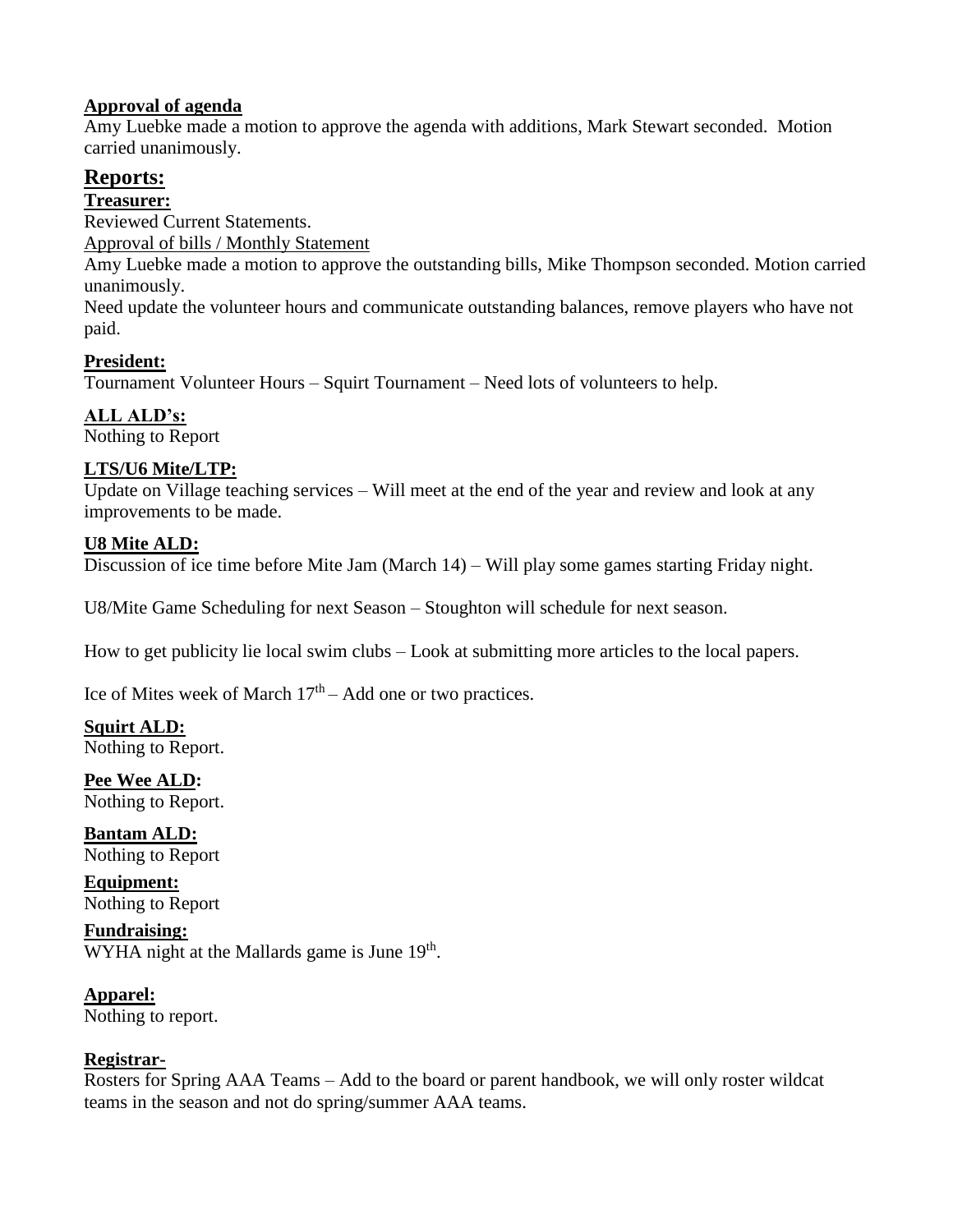**Approval of agenda**

Amy Luebke made a motion to approve the agenda with additions, Mark Stewart seconded. Motion carried unanimously.

## Reports:

**Treasurer:**

Reviewed Current Statements.

Approval of bills / Monthly Statement

Amy Luebke made a motion to approve the outstanding bills, Mike Thompson seconded. Motion carried unanimously.

Need update the volunteer hours and communicate outstanding balances, remove players who have not paid.

**President:**

Tournament Volunteer Hours – Squirt Tournament – Need lots of volunteers to help.

**ALL ALD's:**

Nothing to Report

**LTS/U6 Mite/LTP:**

Update on Village teaching services – Will meet at the end of the year and review and look at any improvements to be made.

**U8 Mite ALD:**

Discussion of ice time before Mite Jam (March 14) – Will play some games starting Friday night.

U8/Mite Game Scheduling for next Season – Stoughton will schedule for next season.

How to get publicity lie local swim clubs – Look at submitting more articles to the local papers.

Ice of Mites week of March 17th – Add one or two practices.

**Squirt ALD:**

Nothing to Report.

**Pee Wee ALD:**

Nothing to Report.

**Bantam ALD:**

Nothing to Report

**Equipment:**

Nothing to Report

**Fundraising:**

WYHA night at the Mallards game is June 19th.

**Apparel:**

Nothing to report.

**Registrar-**

Rosters for Spring AAA Teams – Add to the board or parent handbook, we will only roster wildcat teams in the season and not do spring/summer AAA teams.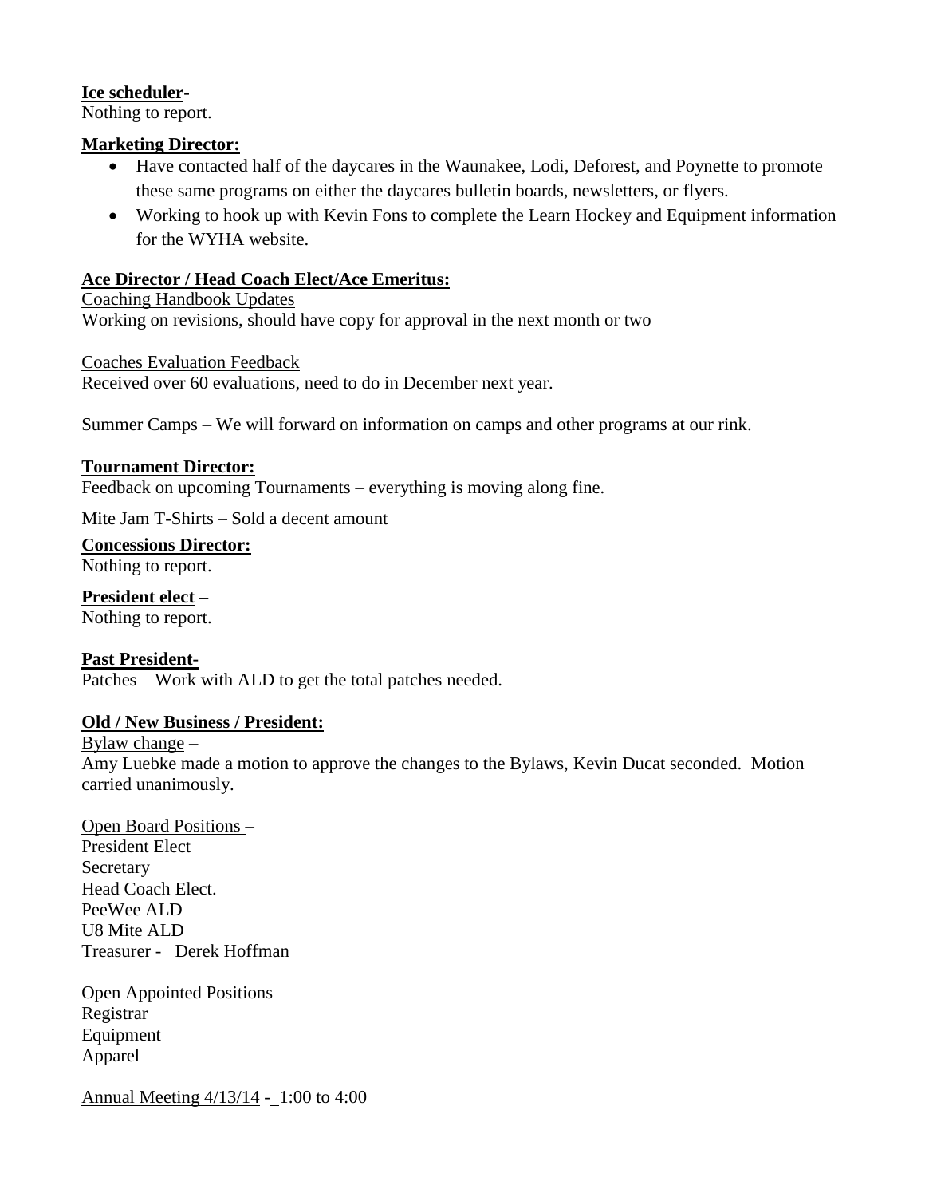**Ice scheduler-**

Nothing to report.

**Marketing Director:**

- Have contacted half of the daycares in the Waunakee, Lodi, Deforest, and Poynette to promote these same programs on either the daycares bulletin boards, newsletters, or flyers.
- Working to hook up with Kevin Fons to complete the Learn Hockey and Equipment information for the WYHA website.

**Ace Director / Head Coach Elect/Ace Emeritus:**

Coaching Handbook Updates

Working on revisions, should have copy for approval in the next month or two

Coaches Evaluation Feedback

Received over 60 evaluations, need to do in December next year.

Summer Camps – We will forward on information on camps and other programs at our rink.

**Tournament Director:**

Feedback on upcoming Tournaments – everything is moving along fine.

Mite Jam T-Shirts – Sold a decent amount

**Concessions Director:**

Nothing to report.

**President elect –**

Nothing to report.

**Past President-**

Patches – Work with ALD to get the total patches needed.

**Old / New Business / President:**

Bylaw change –

Amy Luebke made a motion to approve the changes to the Bylaws, Kevin Ducat seconded. Motion carried unanimously.

Open Board Positions –

President Elect
Secretary
Head Coach Elect.
PeeWee ALD
U8 Mite ALD
Treasurer - Derek Hoffman

Open Appointed Positions

Registrar
Equipment
Apparel

Annual Meeting 4/13/14 - 1:00 to 4:00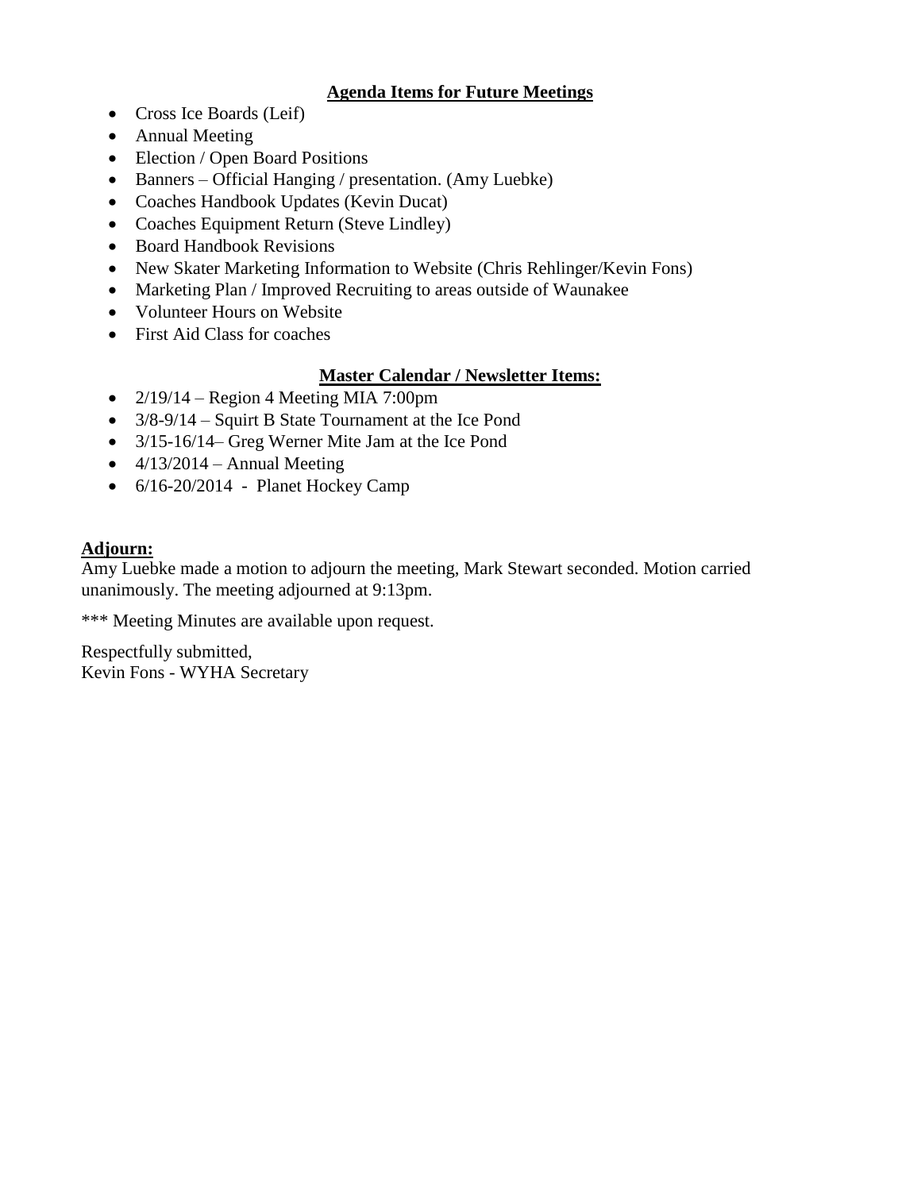## Agenda Items for Future Meetings

- Cross Ice Boards (Leif)
- Annual Meeting
- Election / Open Board Positions
- Banners – Official Hanging / presentation. (Amy Luebke)
- Coaches Handbook Updates (Kevin Ducat)
- Coaches Equipment Return (Steve Lindley)
- Board Handbook Revisions
- New Skater Marketing Information to Website (Chris Rehlinger/Kevin Fons)
- Marketing Plan / Improved Recruiting to areas outside of Waunakee
- Volunteer Hours on Website
- First Aid Class for coaches

## Master Calendar / Newsletter Items:

- 2/19/14 – Region 4 Meeting MIA 7:00pm
- 3/8-9/14 – Squirt B State Tournament at the Ice Pond
- 3/15-16/14– Greg Werner Mite Jam at the Ice Pond
- 4/13/2014 – Annual Meeting
- 6/16-20/2014 - Planet Hockey Camp

**Adjourn:**

Amy Luebke made a motion to adjourn the meeting, Mark Stewart seconded. Motion carried unanimously. The meeting adjourned at 9:13pm.

*** Meeting Minutes are available upon request.

Respectfully submitted,
Kevin Fons - WYHA Secretary